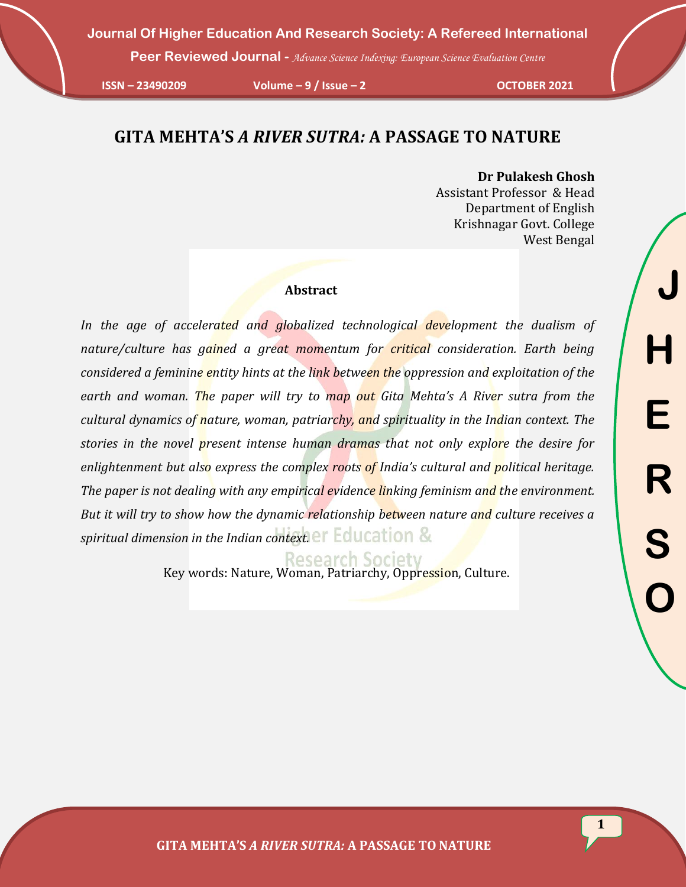# GITA MEHTA'S *A RIVER SUTRA:* A PASSAGE TO NATURE

**Dr Pulakesh Ghosh**
Assistant Professor & Head
Department of English
Krishnagar Govt. College
West Bengal

### Abstract

*In the age of accelerated and globalized technological development the dualism of nature/culture has gained a great momentum for critical consideration. Earth being considered a feminine entity hints at the link between the oppression and exploitation of the earth and woman. The paper will try to map out Gita Mehta's A River sutra from the cultural dynamics of nature, woman, patriarchy, and spirituality in the Indian context. The stories in the novel present intense human dramas that not only explore the desire for enlightenment but also express the complex roots of India's cultural and political heritage. The paper is not dealing with any empirical evidence linking feminism and the environment. But it will try to show how the dynamic relationship between nature and culture receives a spiritual dimension in the Indian context.*

Key words: Nature, Woman, Patriarchy, Oppression, Culture.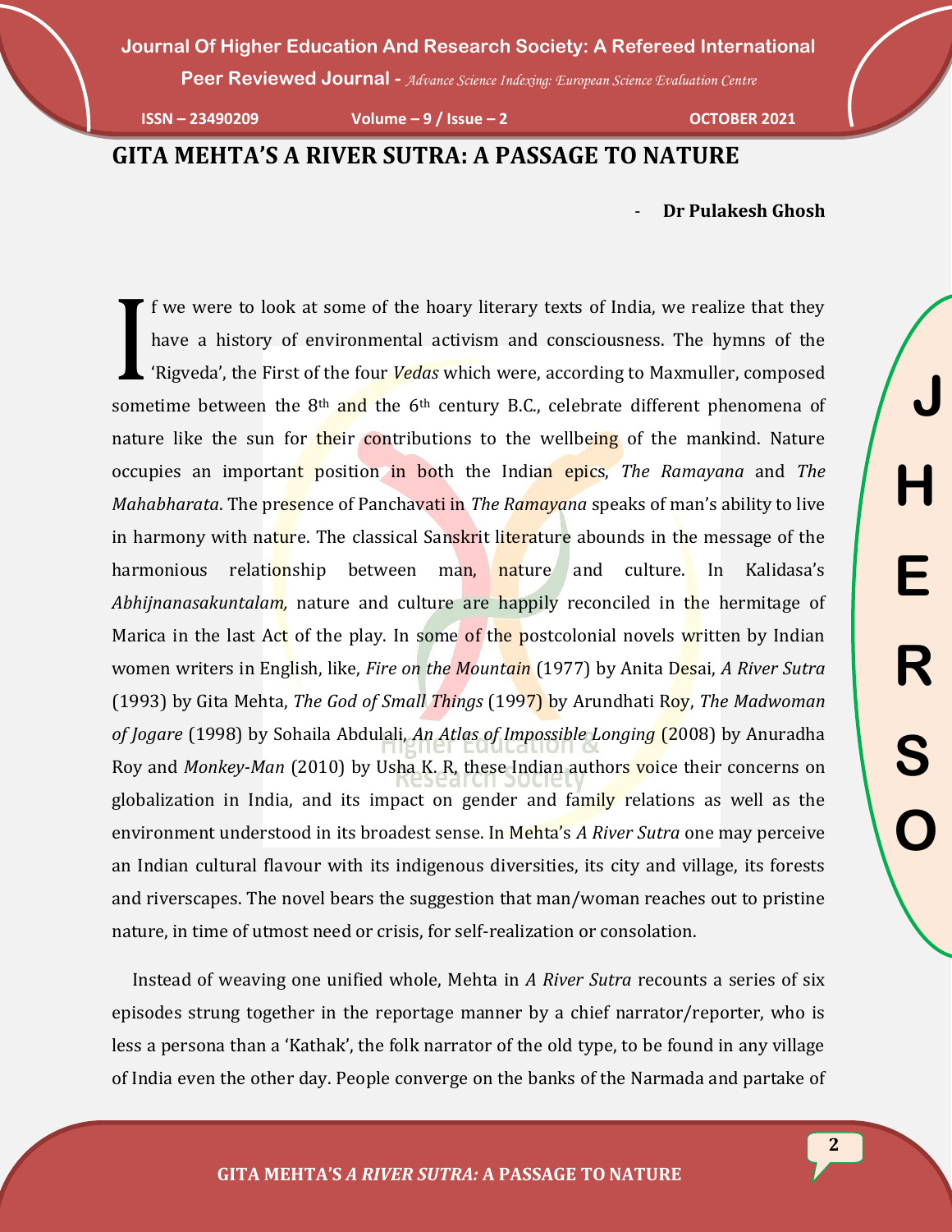# GITA MEHTA'S A RIVER SUTRA: A PASSAGE TO NATURE

- **Dr Pulakesh Ghosh**

If we were to look at some of the hoary literary texts of India, we realize that they have a history of environmental activism and consciousness. The hymns of the 'Rigveda', the First of the four *Vedas* which were, according to Maxmuller, composed sometime between the 8th and the 6th century B.C., celebrate different phenomena of nature like the sun for their contributions to the wellbeing of the mankind. Nature occupies an important position in both the Indian epics, *The Ramayana* and *The Mahabharata*. The presence of Panchavati in *The Ramayana* speaks of man's ability to live in harmony with nature. The classical Sanskrit literature abounds in the message of the harmonious relationship between man, nature and culture. In Kalidasa's *Abhijnanasakuntalam*, nature and culture are happily reconciled in the hermitage of Marica in the last Act of the play. In some of the postcolonial novels written by Indian women writers in English, like, *Fire on the Mountain* (1977) by Anita Desai, *A River Sutra* (1993) by Gita Mehta, *The God of Small Things* (1997) by Arundhati Roy, *The Madwoman of Jogare* (1998) by Sohaila Abdulali, *An Atlas of Impossible Longing* (2008) by Anuradha Roy and *Monkey-Man* (2010) by Usha K. R, these Indian authors voice their concerns on globalization in India, and its impact on gender and family relations as well as the environment understood in its broadest sense. In Mehta's *A River Sutra* one may perceive an Indian cultural flavour with its indigenous diversities, its city and village, its forests and riverscapes. The novel bears the suggestion that man/woman reaches out to pristine nature, in time of utmost need or crisis, for self-realization or consolation.

Instead of weaving one unified whole, Mehta in *A River Sutra* recounts a series of six episodes strung together in the reportage manner by a chief narrator/reporter, who is less a persona than a 'Kathak', the folk narrator of the old type, to be found in any village of India even the other day. People converge on the banks of the Narmada and partake of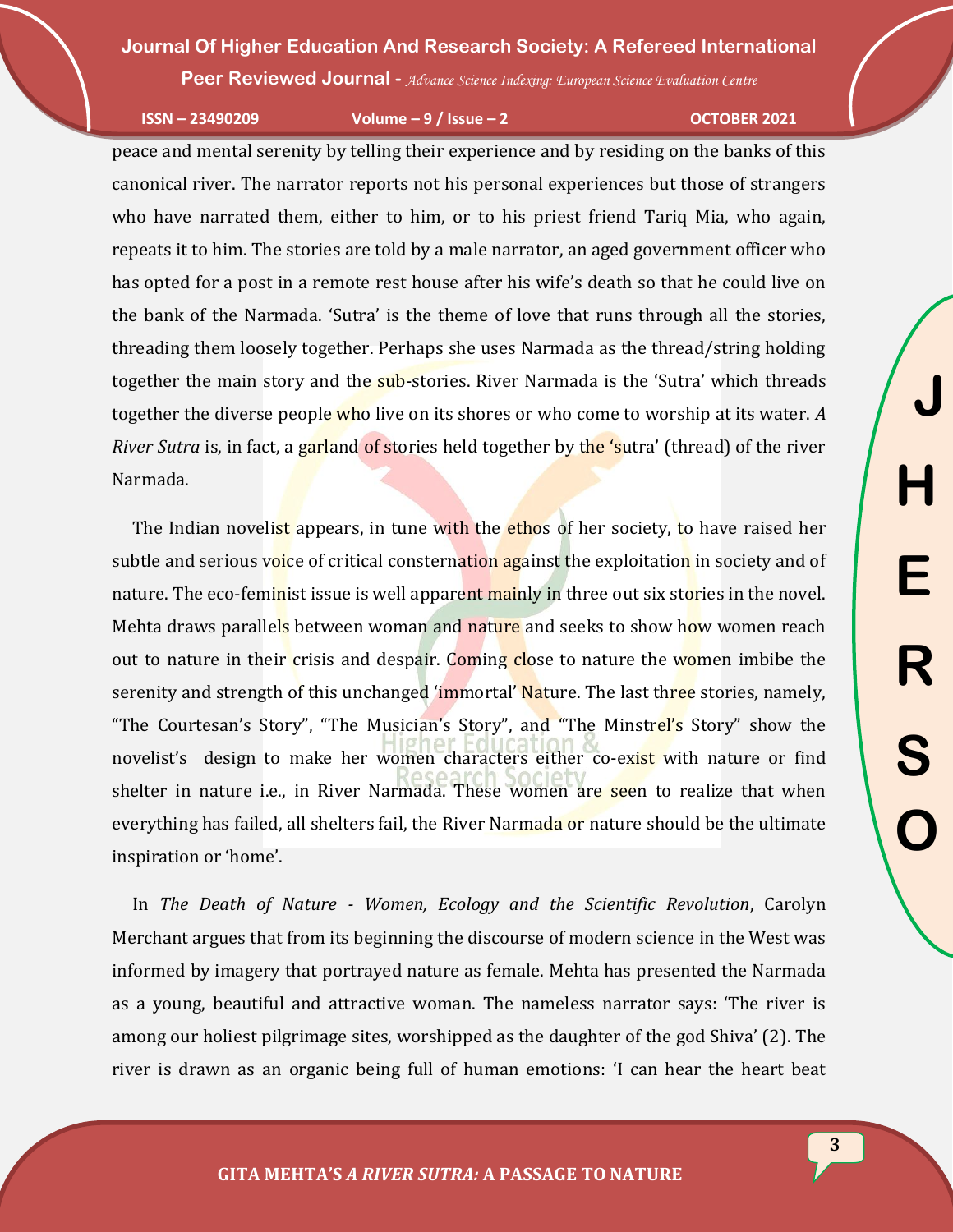peace and mental serenity by telling their experience and by residing on the banks of this canonical river. The narrator reports not his personal experiences but those of strangers who have narrated them, either to him, or to his priest friend Tariq Mia, who again, repeats it to him. The stories are told by a male narrator, an aged government officer who has opted for a post in a remote rest house after his wife's death so that he could live on the bank of the Narmada. 'Sutra' is the theme of love that runs through all the stories, threading them loosely together. Perhaps she uses Narmada as the thread/string holding together the main story and the sub-stories. River Narmada is the 'Sutra' which threads together the diverse people who live on its shores or who come to worship at its water. *A River Sutra* is, in fact, a garland of stories held together by the 'sutra' (thread) of the river Narmada.

The Indian novelist appears, in tune with the ethos of her society, to have raised her subtle and serious voice of critical consternation against the exploitation in society and of nature. The eco-feminist issue is well apparent mainly in three out six stories in the novel. Mehta draws parallels between woman and nature and seeks to show how women reach out to nature in their crisis and despair. Coming close to nature the women imbibe the serenity and strength of this unchanged 'immortal' Nature. The last three stories, namely, "The Courtesan's Story", "The Musician's Story", and "The Minstrel's Story" show the novelist's design to make her women characters either co-exist with nature or find shelter in nature i.e., in River Narmada. These women are seen to realize that when everything has failed, all shelters fail, the River Narmada or nature should be the ultimate inspiration or 'home'.

In *The Death of Nature - Women, Ecology and the Scientific Revolution*, Carolyn Merchant argues that from its beginning the discourse of modern science in the West was informed by imagery that portrayed nature as female. Mehta has presented the Narmada as a young, beautiful and attractive woman. The nameless narrator says: 'The river is among our holiest pilgrimage sites, worshipped as the daughter of the god Shiva' (2). The river is drawn as an organic being full of human emotions: 'I can hear the heart beat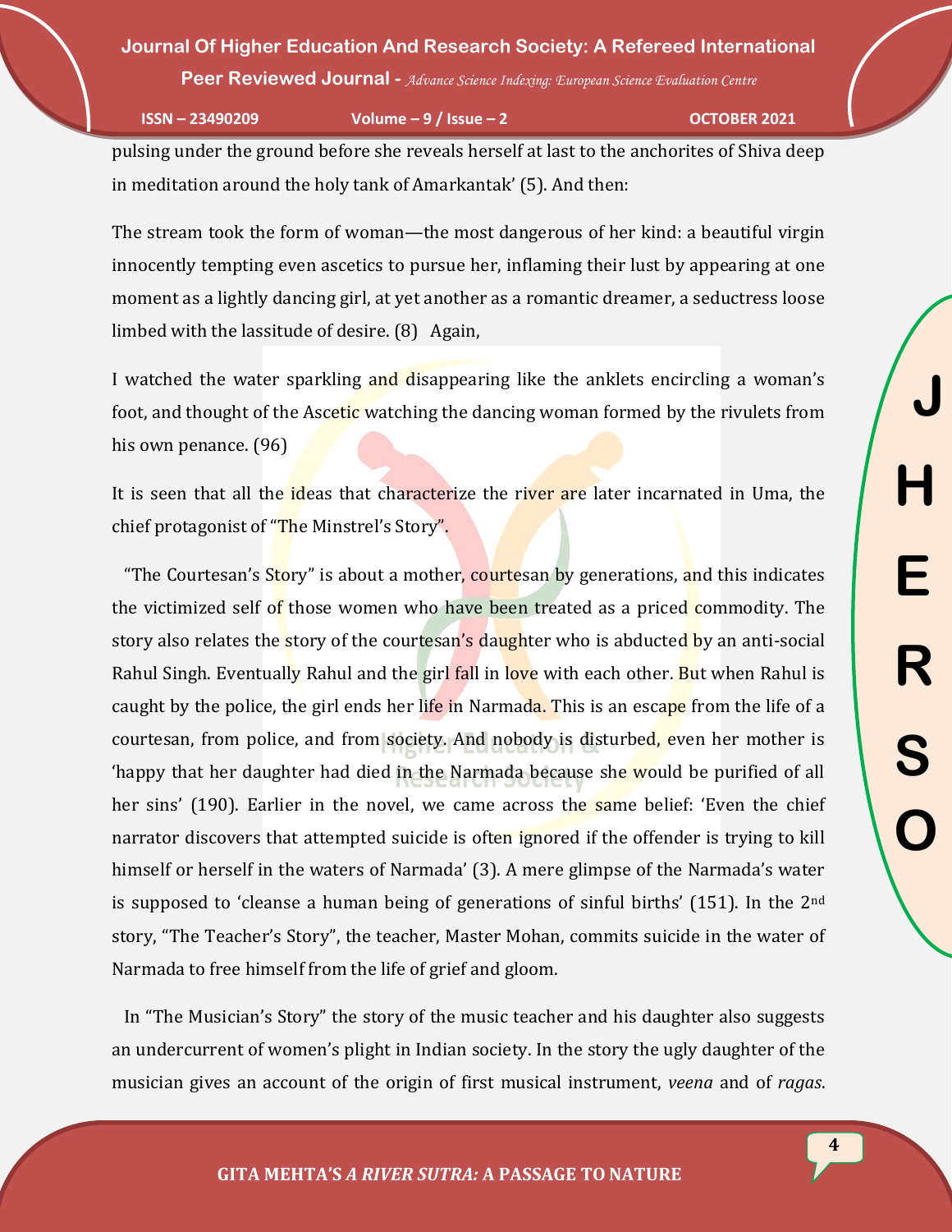pulsing under the ground before she reveals herself at last to the anchorites of Shiva deep in meditation around the holy tank of Amarkantak' (5). And then:

The stream took the form of woman—the most dangerous of her kind: a beautiful virgin innocently tempting even ascetics to pursue her, inflaming their lust by appearing at one moment as a lightly dancing girl, at yet another as a romantic dreamer, a seductress loose limbed with the lassitude of desire. (8) Again,

I watched the water sparkling and disappearing like the anklets encircling a woman's foot, and thought of the Ascetic watching the dancing woman formed by the rivulets from his own penance. (96)

It is seen that all the ideas that characterize the river are later incarnated in Uma, the chief protagonist of "The Minstrel's Story".

"The Courtesan's Story" is about a mother, courtesan by generations, and this indicates the victimized self of those women who have been treated as a priced commodity. The story also relates the story of the courtesan's daughter who is abducted by an anti-social Rahul Singh. Eventually Rahul and the girl fall in love with each other. But when Rahul is caught by the police, the girl ends her life in Narmada. This is an escape from the life of a courtesan, from police, and from society. And nobody is disturbed, even her mother is 'happy that her daughter had died in the Narmada because she would be purified of all her sins' (190). Earlier in the novel, we came across the same belief: 'Even the chief narrator discovers that attempted suicide is often ignored if the offender is trying to kill himself or herself in the waters of Narmada' (3). A mere glimpse of the Narmada's water is supposed to 'cleanse a human being of generations of sinful births' (151). In the 2nd story, "The Teacher's Story", the teacher, Master Mohan, commits suicide in the water of Narmada to free himself from the life of grief and gloom.

In "The Musician's Story" the story of the music teacher and his daughter also suggests an undercurrent of women's plight in Indian society. In the story the ugly daughter of the musician gives an account of the origin of first musical instrument, *veena* and of *ragas*.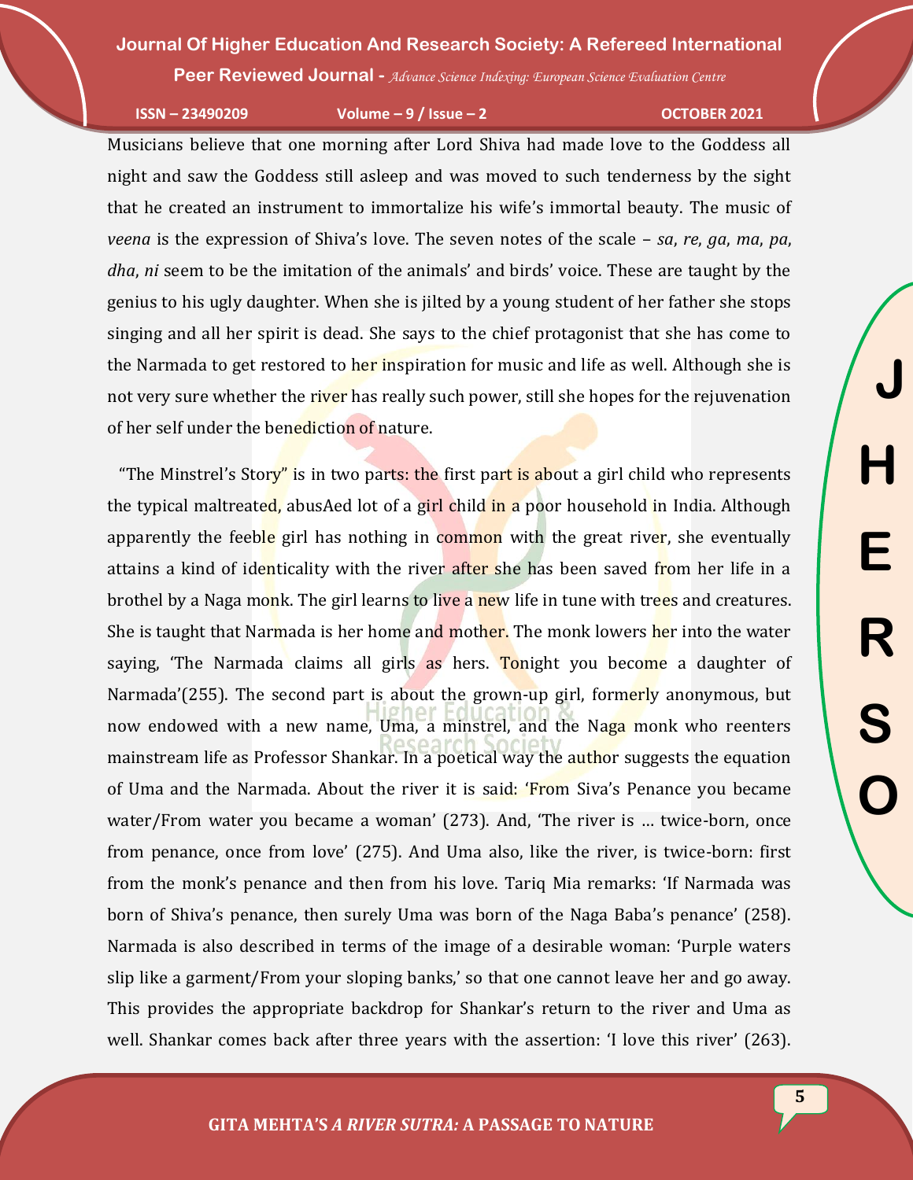Musicians believe that one morning after Lord Shiva had made love to the Goddess all night and saw the Goddess still asleep and was moved to such tenderness by the sight that he created an instrument to immortalize his wife's immortal beauty. The music of *veena* is the expression of Shiva's love. The seven notes of the scale – *sa*, *re*, *ga*, *ma*, *pa*, *dha*, *ni* seem to be the imitation of the animals' and birds' voice. These are taught by the genius to his ugly daughter. When she is jilted by a young student of her father she stops singing and all her spirit is dead. She says to the chief protagonist that she has come to the Narmada to get restored to her inspiration for music and life as well. Although she is not very sure whether the river has really such power, still she hopes for the rejuvenation of her self under the benediction of nature.

"The Minstrel's Story" is in two parts: the first part is about a girl child who represents the typical maltreated, abusAed lot of a girl child in a poor household in India. Although apparently the feeble girl has nothing in common with the great river, she eventually attains a kind of identicality with the river after she has been saved from her life in a brothel by a Naga monk. The girl learns to live a new life in tune with trees and creatures. She is taught that Narmada is her home and mother. The monk lowers her into the water saying, 'The Narmada claims all girls as hers. Tonight you become a daughter of Narmada'(255). The second part is about the grown-up girl, formerly anonymous, but now endowed with a new name, Uma, a minstrel, and the Naga monk who reenters mainstream life as Professor Shankar. In a poetical way the author suggests the equation of Uma and the Narmada. About the river it is said: 'From Siva's Penance you became water/From water you became a woman' (273). And, 'The river is … twice-born, once from penance, once from love' (275). And Uma also, like the river, is twice-born: first from the monk's penance and then from his love. Tariq Mia remarks: 'If Narmada was born of Shiva's penance, then surely Uma was born of the Naga Baba's penance' (258). Narmada is also described in terms of the image of a desirable woman: 'Purple waters slip like a garment/From your sloping banks,' so that one cannot leave her and go away. This provides the appropriate backdrop for Shankar's return to the river and Uma as well. Shankar comes back after three years with the assertion: 'I love this river' (263).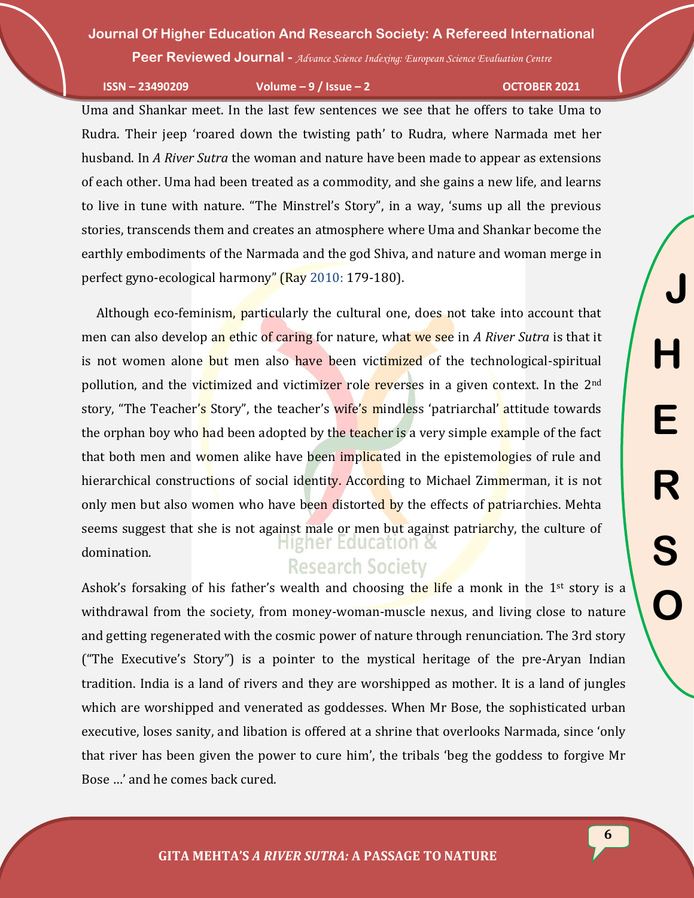Uma and Shankar meet. In the last few sentences we see that he offers to take Uma to Rudra. Their jeep 'roared down the twisting path' to Rudra, where Narmada met her husband. In *A River Sutra* the woman and nature have been made to appear as extensions of each other. Uma had been treated as a commodity, and she gains a new life, and learns to live in tune with nature. "The Minstrel's Story", in a way, 'sums up all the previous stories, transcends them and creates an atmosphere where Uma and Shankar become the earthly embodiments of the Narmada and the god Shiva, and nature and woman merge in perfect gyno-ecological harmony" (Ray 2010: 179-180).

Although eco-feminism, particularly the cultural one, does not take into account that men can also develop an ethic of caring for nature, what we see in *A River Sutra* is that it is not women alone but men also have been victimized of the technological-spiritual pollution, and the victimized and victimizer role reverses in a given context. In the 2nd story, "The Teacher's Story", the teacher's wife's mindless 'patriarchal' attitude towards the orphan boy who had been adopted by the teacher is a very simple example of the fact that both men and women alike have been implicated in the epistemologies of rule and hierarchical constructions of social identity. According to Michael Zimmerman, it is not only men but also women who have been distorted by the effects of patriarchies. Mehta seems suggest that she is not against male or men but against patriarchy, the culture of domination.

Ashok's forsaking of his father's wealth and choosing the life a monk in the 1st story is a withdrawal from the society, from money-woman-muscle nexus, and living close to nature and getting regenerated with the cosmic power of nature through renunciation. The 3rd story ("The Executive's Story") is a pointer to the mystical heritage of the pre-Aryan Indian tradition. India is a land of rivers and they are worshipped as mother. It is a land of jungles which are worshipped and venerated as goddesses. When Mr Bose, the sophisticated urban executive, loses sanity, and libation is offered at a shrine that overlooks Narmada, since 'only that river has been given the power to cure him', the tribals 'beg the goddess to forgive Mr Bose …' and he comes back cured.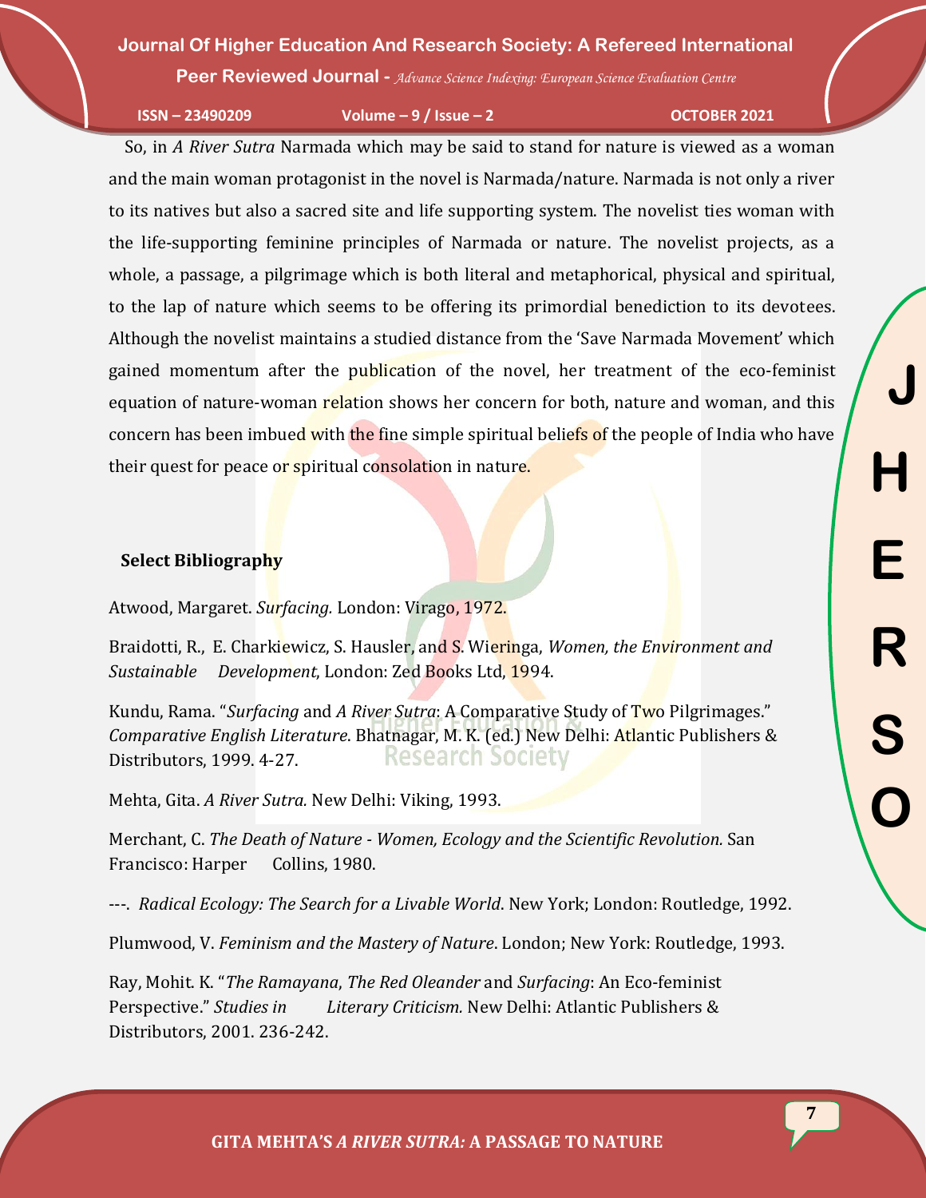So, in *A River Sutra* Narmada which may be said to stand for nature is viewed as a woman and the main woman protagonist in the novel is Narmada/nature. Narmada is not only a river to its natives but also a sacred site and life supporting system. The novelist ties woman with the life-supporting feminine principles of Narmada or nature. The novelist projects, as a whole, a passage, a pilgrimage which is both literal and metaphorical, physical and spiritual, to the lap of nature which seems to be offering its primordial benediction to its devotees. Although the novelist maintains a studied distance from the 'Save Narmada Movement' which gained momentum after the publication of the novel, her treatment of the eco-feminist equation of nature-woman relation shows her concern for both, nature and woman, and this concern has been imbued with the fine simple spiritual beliefs of the people of India who have their quest for peace or spiritual consolation in nature.

## Select Bibliography

Atwood, Margaret. *Surfacing.* London: Virago, 1972.

Braidotti, R., E. Charkiewicz, S. Hausler, and S. Wieringa, *Women, the Environment and Sustainable Development*, London: Zed Books Ltd, 1994.

Kundu, Rama. "*Surfacing* and *A River Sutra*: A Comparative Study of Two Pilgrimages." *Comparative English Literature*. Bhatnagar, M. K. (ed.) New Delhi: Atlantic Publishers & Distributors, 1999. 4-27.

Mehta, Gita. *A River Sutra.* New Delhi: Viking, 1993.

Merchant, C. *The Death of Nature - Women, Ecology and the Scientific Revolution.* San Francisco: Harper Collins, 1980.

---. *Radical Ecology: The Search for a Livable World*. New York; London: Routledge, 1992.

Plumwood, V. *Feminism and the Mastery of Nature*. London; New York: Routledge, 1993.

Ray, Mohit. K. "*The Ramayana*, *The Red Oleander* and *Surfacing*: An Eco-feminist Perspective." *Studies in Literary Criticism.* New Delhi: Atlantic Publishers & Distributors, 2001. 236-242.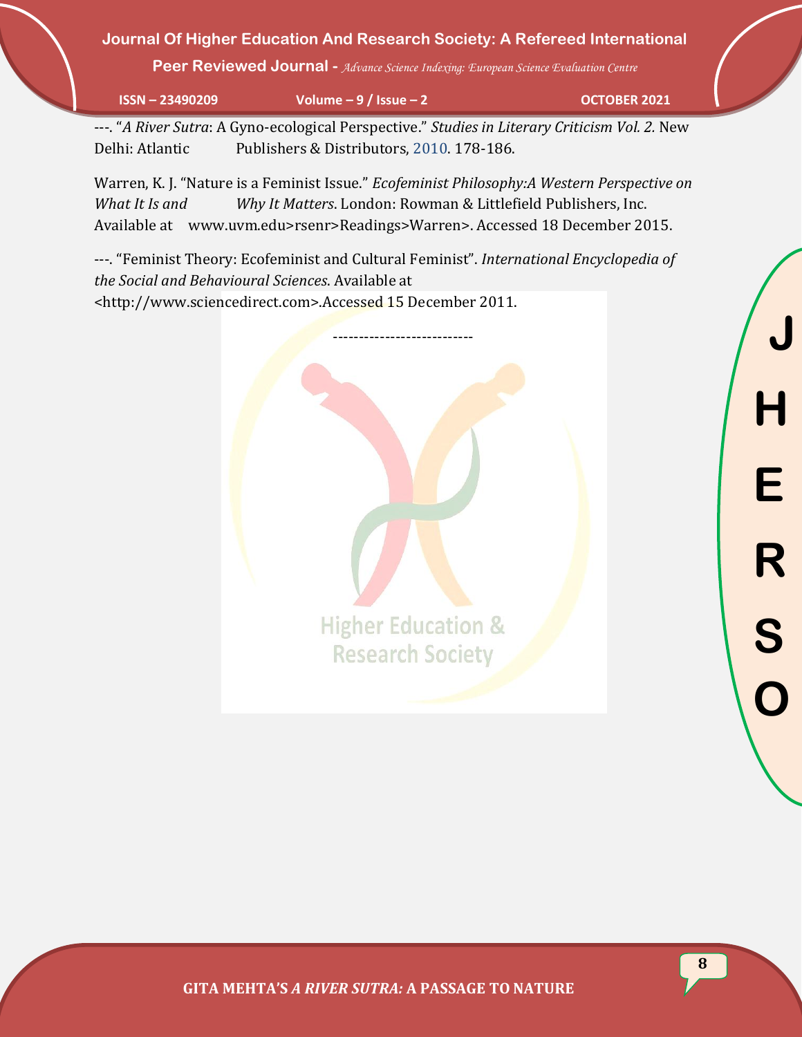---. "*A River Sutra*: A Gyno-ecological Perspective." *Studies in Literary Criticism Vol. 2.* New Delhi: Atlantic Publishers & Distributors, 2010. 178-186.

Warren, K. J. "Nature is a Feminist Issue." *Ecofeminist Philosophy:A Western Perspective on What It Is and Why It Matters*. London: Rowman & Littlefield Publishers, Inc. Available at www.uvm.edu>rsenr>Readings>Warren>. Accessed 18 December 2015.

---. "Feminist Theory: Ecofeminist and Cultural Feminist". *International Encyclopedia of the Social and Behavioural Sciences*. Available at <http://www.sciencedirect.com>.Accessed 15 December 2011.

---------------------------